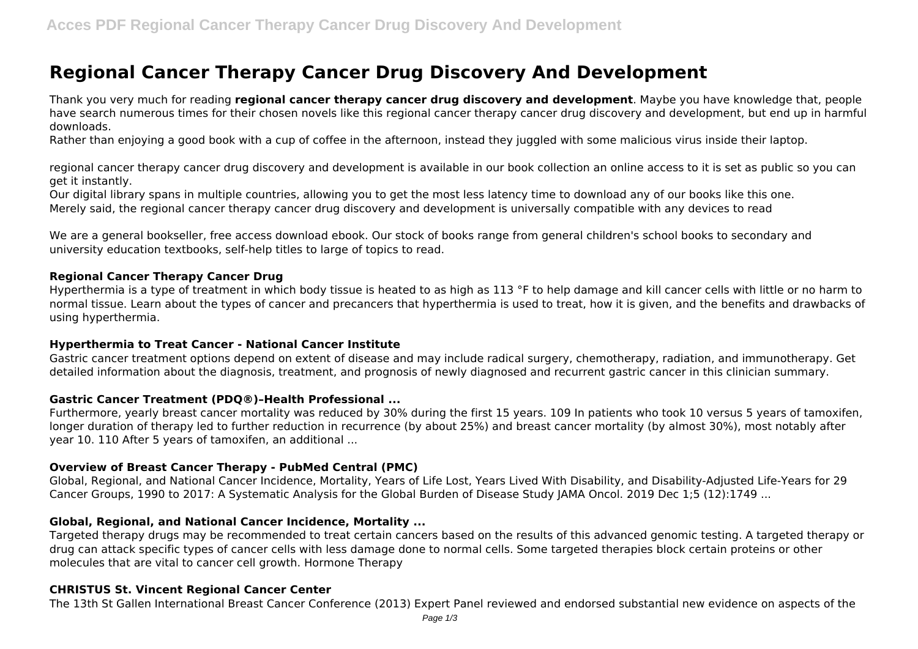# Regional Cancer Therapy Cancer Drug Discovery And Development

Thank you very much for reading **regional cancer therapy cancer drug discovery and development**. Maybe you have knowledge that, people have search numerous times for their chosen novels like this regional cancer therapy cancer drug discovery and development, but end up in harmful downloads.

Rather than enjoying a good book with a cup of coffee in the afternoon, instead they juggled with some malicious virus inside their laptop.

regional cancer therapy cancer drug discovery and development is available in our book collection an online access to it is set as public so you can get it instantly.

Our digital library spans in multiple countries, allowing you to get the most less latency time to download any of our books like this one.

Merely said, the regional cancer therapy cancer drug discovery and development is universally compatible with any devices to read

We are a general bookseller, free access download ebook. Our stock of books range from general children's school books to secondary and university education textbooks, self-help titles to large of topics to read.

### Regional Cancer Therapy Cancer Drug

Hyperthermia is a type of treatment in which body tissue is heated to as high as 113 °F to help damage and kill cancer cells with little or no harm to normal tissue. Learn about the types of cancer and precancers that hyperthermia is used to treat, how it is given, and the benefits and drawbacks of using hyperthermia.

### Hyperthermia to Treat Cancer - National Cancer Institute

Gastric cancer treatment options depend on extent of disease and may include radical surgery, chemotherapy, radiation, and immunotherapy. Get detailed information about the diagnosis, treatment, and prognosis of newly diagnosed and recurrent gastric cancer in this clinician summary.

### Gastric Cancer Treatment (PDQ®)–Health Professional ...

Furthermore, yearly breast cancer mortality was reduced by 30% during the first 15 years. 109 In patients who took 10 versus 5 years of tamoxifen, longer duration of therapy led to further reduction in recurrence (by about 25%) and breast cancer mortality (by almost 30%), most notably after year 10. 110 After 5 years of tamoxifen, an additional ...

### Overview of Breast Cancer Therapy - PubMed Central (PMC)

Global, Regional, and National Cancer Incidence, Mortality, Years of Life Lost, Years Lived With Disability, and Disability-Adjusted Life-Years for 29 Cancer Groups, 1990 to 2017: A Systematic Analysis for the Global Burden of Disease Study JAMA Oncol. 2019 Dec 1;5 (12):1749 ...

### Global, Regional, and National Cancer Incidence, Mortality ...

Targeted therapy drugs may be recommended to treat certain cancers based on the results of this advanced genomic testing. A targeted therapy or drug can attack specific types of cancer cells with less damage done to normal cells. Some targeted therapies block certain proteins or other molecules that are vital to cancer cell growth. Hormone Therapy

### CHRISTUS St. Vincent Regional Cancer Center

The 13th St Gallen International Breast Cancer Conference (2013) Expert Panel reviewed and endorsed substantial new evidence on aspects of the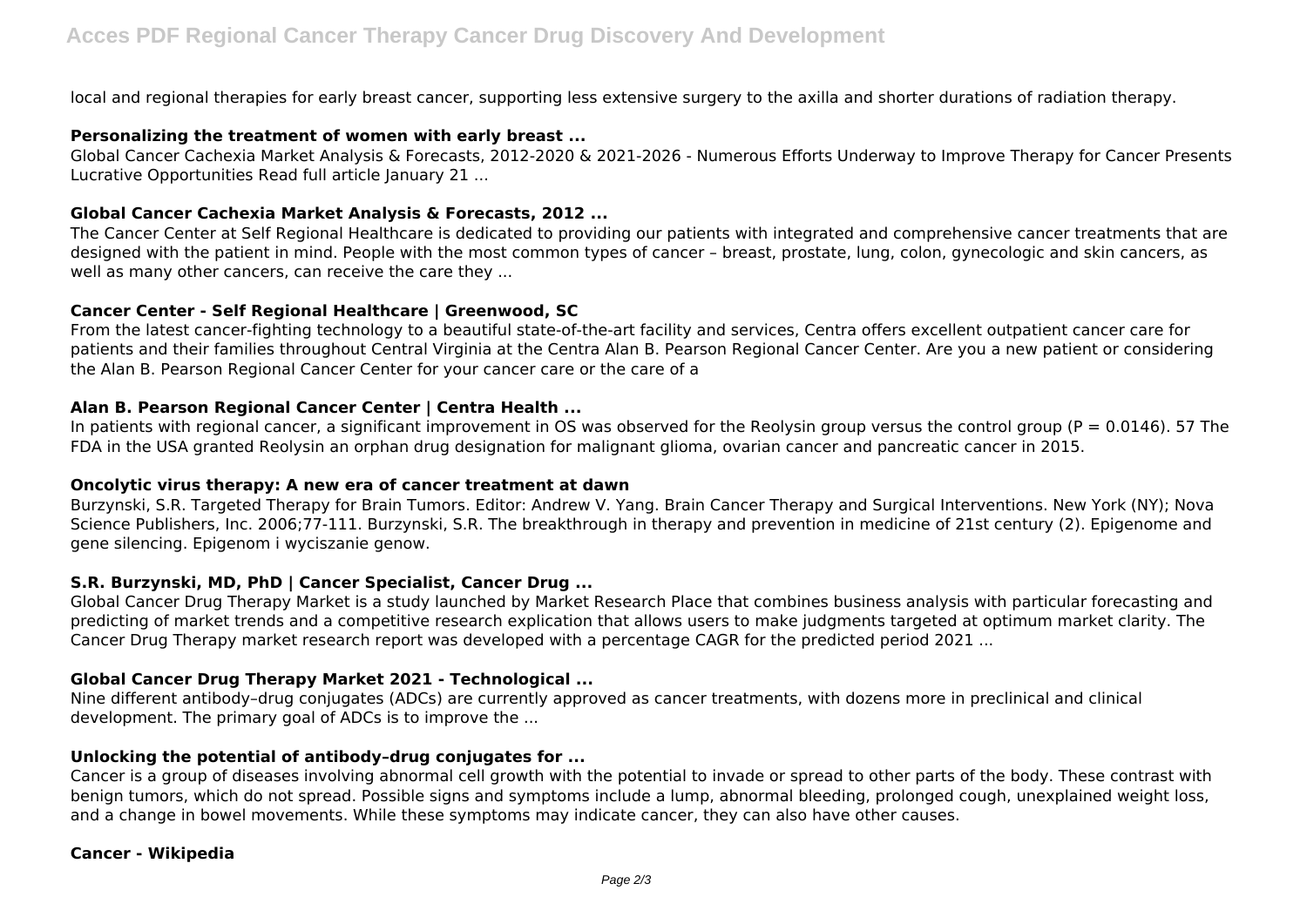local and regional therapies for early breast cancer, supporting less extensive surgery to the axilla and shorter durations of radiation therapy.

### Personalizing the treatment of women with early breast ...

Global Cancer Cachexia Market Analysis & Forecasts, 2012-2020 & 2021-2026 - Numerous Efforts Underway to Improve Therapy for Cancer Presents Lucrative Opportunities Read full article January 21 ...

### Global Cancer Cachexia Market Analysis & Forecasts, 2012 ...

The Cancer Center at Self Regional Healthcare is dedicated to providing our patients with integrated and comprehensive cancer treatments that are designed with the patient in mind. People with the most common types of cancer – breast, prostate, lung, colon, gynecologic and skin cancers, as well as many other cancers, can receive the care they ...

### Cancer Center - Self Regional Healthcare | Greenwood, SC

From the latest cancer-fighting technology to a beautiful state-of-the-art facility and services, Centra offers excellent outpatient cancer care for patients and their families throughout Central Virginia at the Centra Alan B. Pearson Regional Cancer Center. Are you a new patient or considering the Alan B. Pearson Regional Cancer Center for your cancer care or the care of a

### Alan B. Pearson Regional Cancer Center | Centra Health ...

In patients with regional cancer, a significant improvement in OS was observed for the Reolysin group versus the control group ($P = 0.0146$). 57 The FDA in the USA granted Reolysin an orphan drug designation for malignant glioma, ovarian cancer and pancreatic cancer in 2015.

### Oncolytic virus therapy: A new era of cancer treatment at dawn

Burzynski, S.R. Targeted Therapy for Brain Tumors. Editor: Andrew V. Yang. Brain Cancer Therapy and Surgical Interventions. New York (NY); Nova Science Publishers, Inc. 2006;77-111. Burzynski, S.R. The breakthrough in therapy and prevention in medicine of 21st century (2). Epigenome and gene silencing. Epigenom i wyciszanie genow.

### S.R. Burzynski, MD, PhD | Cancer Specialist, Cancer Drug ...

Global Cancer Drug Therapy Market is a study launched by Market Research Place that combines business analysis with particular forecasting and predicting of market trends and a competitive research explication that allows users to make judgments targeted at optimum market clarity. The Cancer Drug Therapy market research report was developed with a percentage CAGR for the predicted period 2021 ...

### Global Cancer Drug Therapy Market 2021 - Technological ...

Nine different antibody–drug conjugates (ADCs) are currently approved as cancer treatments, with dozens more in preclinical and clinical development. The primary goal of ADCs is to improve the ...

### Unlocking the potential of antibody–drug conjugates for ...

Cancer is a group of diseases involving abnormal cell growth with the potential to invade or spread to other parts of the body. These contrast with benign tumors, which do not spread. Possible signs and symptoms include a lump, abnormal bleeding, prolonged cough, unexplained weight loss, and a change in bowel movements. While these symptoms may indicate cancer, they can also have other causes.

### Cancer - Wikipedia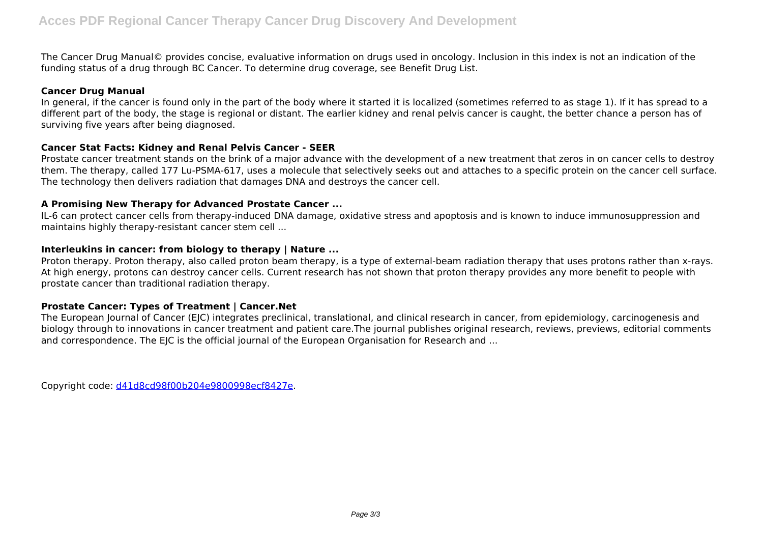The Cancer Drug Manual© provides concise, evaluative information on drugs used in oncology. Inclusion in this index is not an indication of the funding status of a drug through BC Cancer. To determine drug coverage, see Benefit Drug List.

**Cancer Drug Manual**

In general, if the cancer is found only in the part of the body where it started it is localized (sometimes referred to as stage 1). If it has spread to a different part of the body, the stage is regional or distant. The earlier kidney and renal pelvis cancer is caught, the better chance a person has of surviving five years after being diagnosed.

**Cancer Stat Facts: Kidney and Renal Pelvis Cancer - SEER**

Prostate cancer treatment stands on the brink of a major advance with the development of a new treatment that zeros in on cancer cells to destroy them. The therapy, called 177 Lu-PSMA-617, uses a molecule that selectively seeks out and attaches to a specific protein on the cancer cell surface. The technology then delivers radiation that damages DNA and destroys the cancer cell.

**A Promising New Therapy for Advanced Prostate Cancer ...**

IL-6 can protect cancer cells from therapy-induced DNA damage, oxidative stress and apoptosis and is known to induce immunosuppression and maintains highly therapy-resistant cancer stem cell ...

**Interleukins in cancer: from biology to therapy | Nature ...**

Proton therapy. Proton therapy, also called proton beam therapy, is a type of external-beam radiation therapy that uses protons rather than x-rays. At high energy, protons can destroy cancer cells. Current research has not shown that proton therapy provides any more benefit to people with prostate cancer than traditional radiation therapy.

**Prostate Cancer: Types of Treatment | Cancer.Net**

The European Journal of Cancer (EJC) integrates preclinical, translational, and clinical research in cancer, from epidemiology, carcinogenesis and biology through to innovations in cancer treatment and patient care.The journal publishes original research, reviews, previews, editorial comments and correspondence. The EJC is the official journal of the European Organisation for Research and ...

Copyright code: d41d8cd98f00b204e9800998ecf8427e.